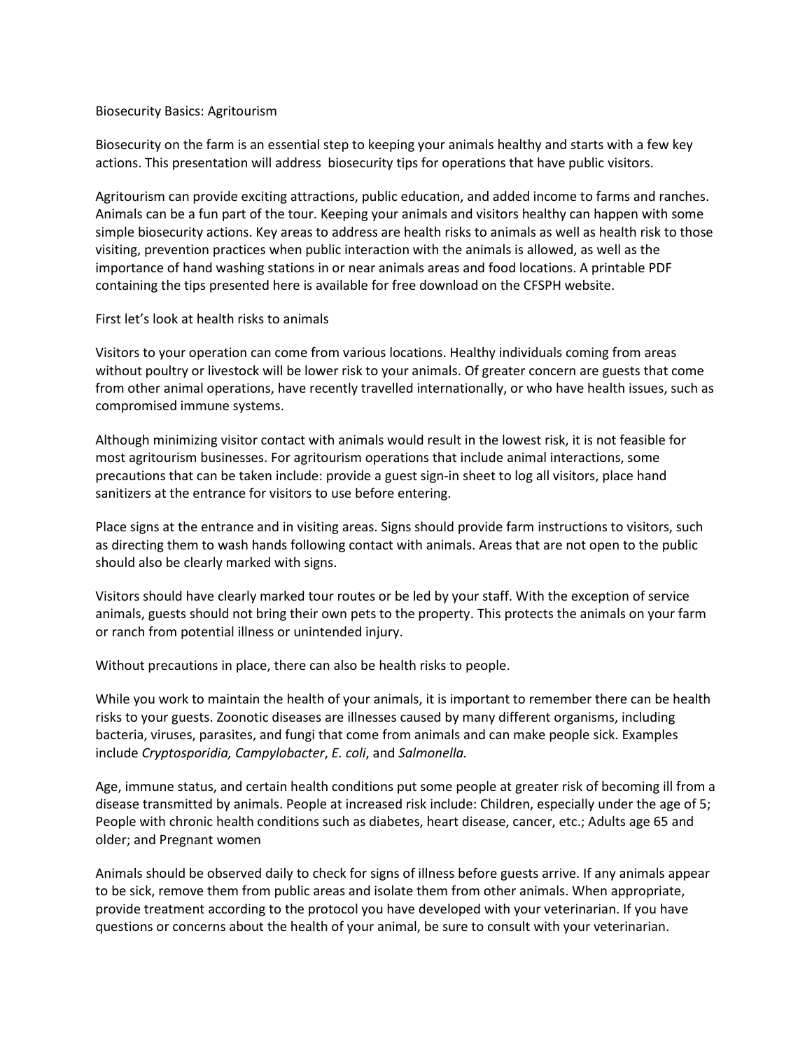# Biosecurity Basics: Agritourism

Biosecurity on the farm is an essential step to keeping your animals healthy and starts with a few key actions. This presentation will address biosecurity tips for operations that have public visitors.

Agritourism can provide exciting attractions, public education, and added income to farms and ranches. Animals can be a fun part of the tour. Keeping your animals and visitors healthy can happen with some simple biosecurity actions. Key areas to address are health risks to animals as well as health risk to those visiting, prevention practices when public interaction with the animals is allowed, as well as the importance of hand washing stations in or near animals areas and food locations. A printable PDF containing the tips presented here is available for free download on the CFSPH website.

First let's look at health risks to animals

Visitors to your operation can come from various locations. Healthy individuals coming from areas without poultry or livestock will be lower risk to your animals. Of greater concern are guests that come from other animal operations, have recently travelled internationally, or who have health issues, such as compromised immune systems.

Although minimizing visitor contact with animals would result in the lowest risk, it is not feasible for most agritourism businesses. For agritourism operations that include animal interactions, some precautions that can be taken include: provide a guest sign-in sheet to log all visitors, place hand sanitizers at the entrance for visitors to use before entering.

Place signs at the entrance and in visiting areas. Signs should provide farm instructions to visitors, such as directing them to wash hands following contact with animals. Areas that are not open to the public should also be clearly marked with signs.

Visitors should have clearly marked tour routes or be led by your staff. With the exception of service animals, guests should not bring their own pets to the property. This protects the animals on your farm or ranch from potential illness or unintended injury.

Without precautions in place, there can also be health risks to people.

While you work to maintain the health of your animals, it is important to remember there can be health risks to your guests. Zoonotic diseases are illnesses caused by many different organisms, including bacteria, viruses, parasites, and fungi that come from animals and can make people sick. Examples include *Cryptosporidia, Campylobacter*, *E. coli*, and *Salmonella.*

Age, immune status, and certain health conditions put some people at greater risk of becoming ill from a disease transmitted by animals. People at increased risk include: Children, especially under the age of 5; People with chronic health conditions such as diabetes, heart disease, cancer, etc.; Adults age 65 and older; and Pregnant women

Animals should be observed daily to check for signs of illness before guests arrive. If any animals appear to be sick, remove them from public areas and isolate them from other animals. When appropriate, provide treatment according to the protocol you have developed with your veterinarian. If you have questions or concerns about the health of your animal, be sure to consult with your veterinarian.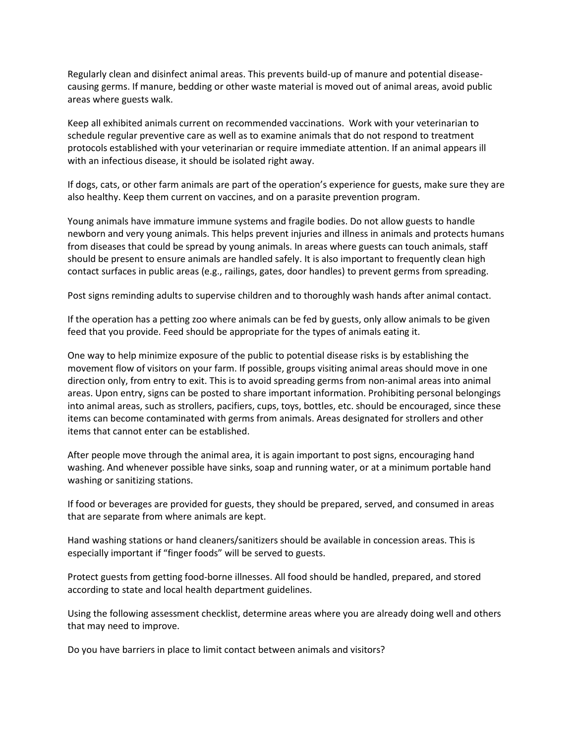Regularly clean and disinfect animal areas. This prevents build-up of manure and potential disease-causing germs. If manure, bedding or other waste material is moved out of animal areas, avoid public areas where guests walk.

Keep all exhibited animals current on recommended vaccinations. Work with your veterinarian to schedule regular preventive care as well as to examine animals that do not respond to treatment protocols established with your veterinarian or require immediate attention. If an animal appears ill with an infectious disease, it should be isolated right away.

If dogs, cats, or other farm animals are part of the operation's experience for guests, make sure they are also healthy. Keep them current on vaccines, and on a parasite prevention program.

Young animals have immature immune systems and fragile bodies. Do not allow guests to handle newborn and very young animals. This helps prevent injuries and illness in animals and protects humans from diseases that could be spread by young animals. In areas where guests can touch animals, staff should be present to ensure animals are handled safely. It is also important to frequently clean high contact surfaces in public areas (e.g., railings, gates, door handles) to prevent germs from spreading.

Post signs reminding adults to supervise children and to thoroughly wash hands after animal contact.

If the operation has a petting zoo where animals can be fed by guests, only allow animals to be given feed that you provide. Feed should be appropriate for the types of animals eating it.

One way to help minimize exposure of the public to potential disease risks is by establishing the movement flow of visitors on your farm. If possible, groups visiting animal areas should move in one direction only, from entry to exit. This is to avoid spreading germs from non-animal areas into animal areas. Upon entry, signs can be posted to share important information. Prohibiting personal belongings into animal areas, such as strollers, pacifiers, cups, toys, bottles, etc. should be encouraged, since these items can become contaminated with germs from animals. Areas designated for strollers and other items that cannot enter can be established.

After people move through the animal area, it is again important to post signs, encouraging hand washing. And whenever possible have sinks, soap and running water, or at a minimum portable hand washing or sanitizing stations.

If food or beverages are provided for guests, they should be prepared, served, and consumed in areas that are separate from where animals are kept.

Hand washing stations or hand cleaners/sanitizers should be available in concession areas. This is especially important if "finger foods" will be served to guests.

Protect guests from getting food-borne illnesses. All food should be handled, prepared, and stored according to state and local health department guidelines.

Using the following assessment checklist, determine areas where you are already doing well and others that may need to improve.

Do you have barriers in place to limit contact between animals and visitors?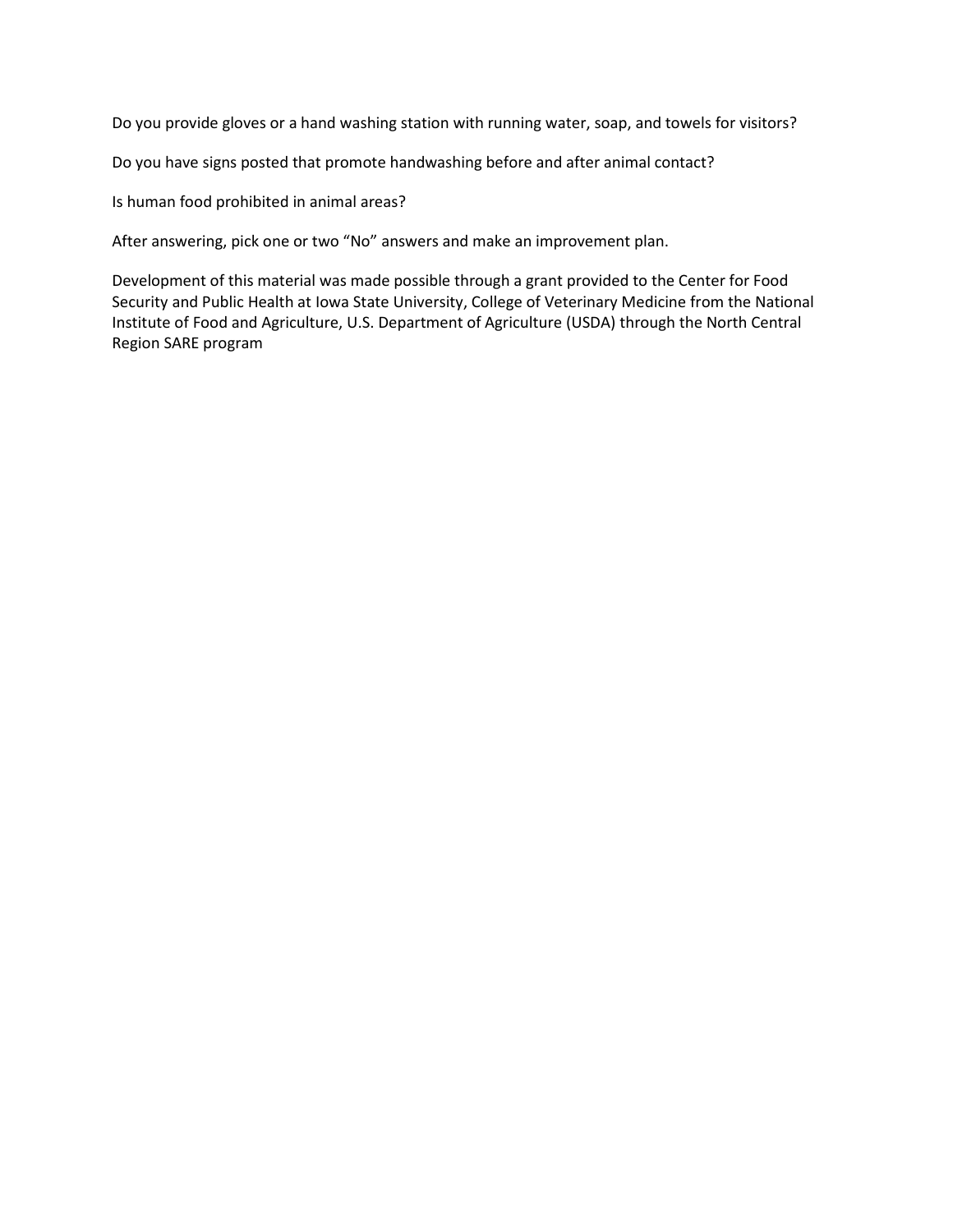Do you provide gloves or a hand washing station with running water, soap, and towels for visitors?

Do you have signs posted that promote handwashing before and after animal contact?

Is human food prohibited in animal areas?

After answering, pick one or two “No” answers and make an improvement plan.

Development of this material was made possible through a grant provided to the Center for Food Security and Public Health at Iowa State University, College of Veterinary Medicine from the National Institute of Food and Agriculture, U.S. Department of Agriculture (USDA) through the North Central Region SARE program